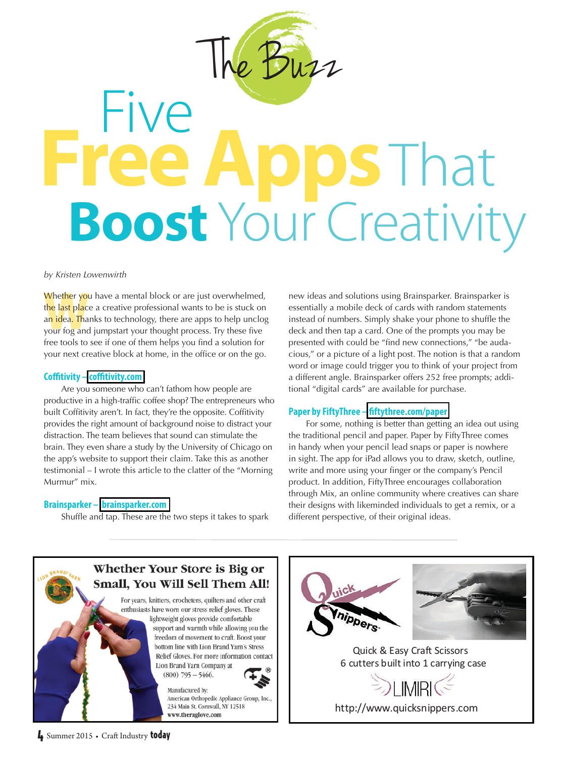## The Buzz

# Five Free Apps That Boost Your Creativity

*by Kristen Lowenwirth*

Whether you have a mental block or are just overwhelmed, the last place a creative professional wants to be is stuck on an idea. Thanks to technology, there are apps to help unclog your fog and jumpstart your thought process. Try these five free tools to see if one of them helps you find a solution for your next creative block at home, in the office or on the go.

### Coffitivity – coffitivity.com

Are you someone who can't fathom how people are productive in a high-traffic coffee shop? The entrepreneurs who built Coffitivity aren't. In fact, they're the opposite. Coffitivity provides the right amount of background noise to distract your distraction. The team believes that sound can stimulate the brain. They even share a study by the University of Chicago on the app's website to support their claim. Take this as another testimonial – I wrote this article to the clatter of the "Morning Murmur" mix.

### Brainsparker – brainsparker.com

Shuffle and tap. These are the two steps it takes to spark new ideas and solutions using Brainsparker. Brainsparker is essentially a mobile deck of cards with random statements instead of numbers. Simply shake your phone to shuffle the deck and then tap a card. One of the prompts you may be presented with could be "find new connections," "be audacious," or a picture of a light post. The notion is that a random word or image could trigger you to think of your project from a different angle. Brainsparker offers 252 free prompts; additional "digital cards" are available for purchase.

### Paper by FiftyThree – fiftythree.com/paper

For some, nothing is better than getting an idea out using the traditional pencil and paper. Paper by FiftyThree comes in handy when your pencil lead snaps or paper is nowhere in sight. The app for iPad allows you to draw, sketch, outline, write and more using your finger or the company's Pencil product. In addition, FiftyThree encourages collaboration through Mix, an online community where creatives can share their designs with likeminded individuals to get a remix, or a different perspective, of their original ideas.

---

**Whether Your Store is Big or Small, You Will Sell Them All!**

For years, knitters, crocheters, quilters and other craft enthusiasts have worn our stress relief gloves. These lightweight gloves provide comfortable support and warmth while allowing you the freedom of movement to craft. Boost your bottom line with Lion Brand Yarn's Stress Relief Gloves. For more information contact Lion Brand Yarn Company at (800) 795 – 5466.

Manufactured by:
American Orthopedic Appliance Group, Inc.,
234 Main St. Cornwall, NY 12518
www.theraglove.com

---

**Quick Snippers**

Quick & Easy Craft Scissors
6 cutters built into 1 carrying case

LIMIRI

http://www.quicksnippers.com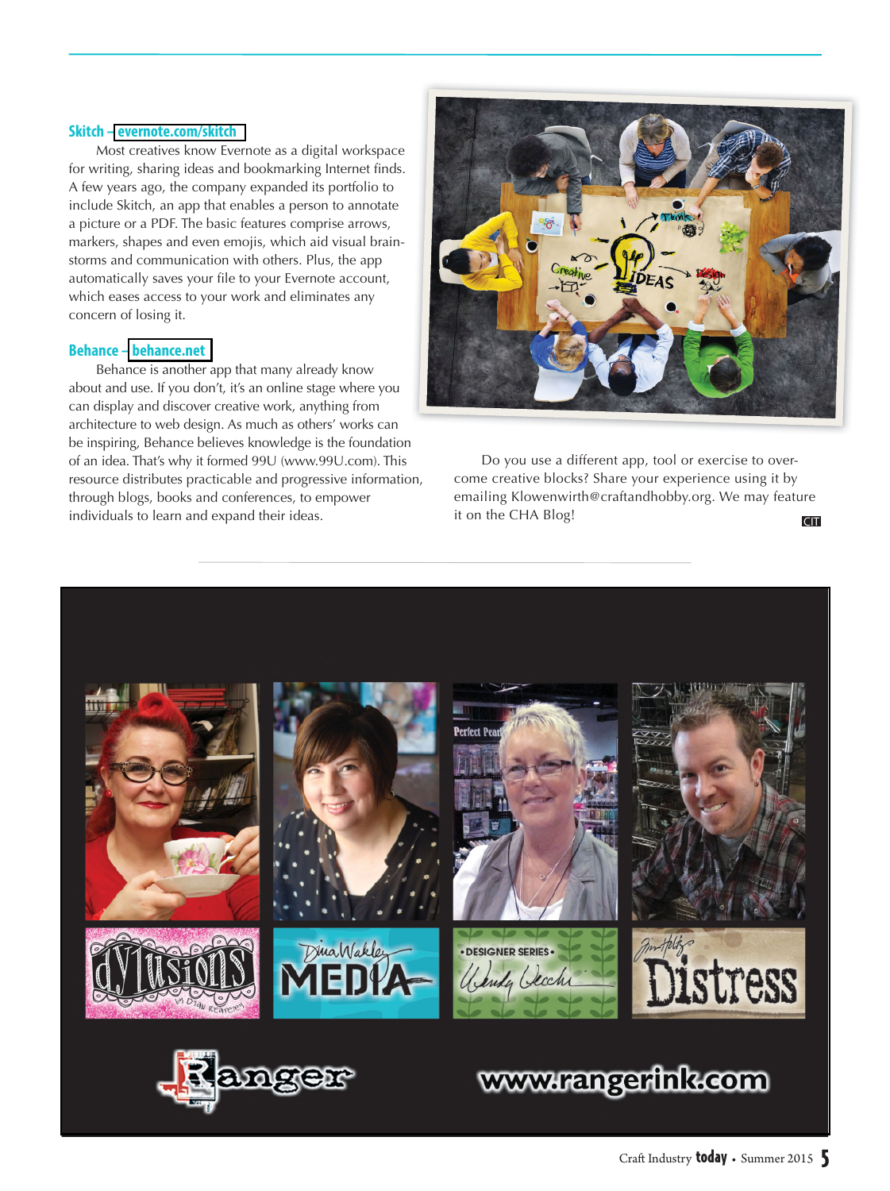**Skitch – evernote.com/skitch**

Most creatives know Evernote as a digital workspace for writing, sharing ideas and bookmarking Internet finds. A few years ago, the company expanded its portfolio to include Skitch, an app that enables a person to annotate a picture or a PDF. The basic features comprise arrows, markers, shapes and even emojis, which aid visual brainstorms and communication with others. Plus, the app automatically saves your file to your Evernote account, which eases access to your work and eliminates any concern of losing it.

**Behance – behance.net**

Behance is another app that many already know about and use. If you don't, it's an online stage where you can display and discover creative work, anything from architecture to web design. As much as others' works can be inspiring, Behance believes knowledge is the foundation of an idea. That's why it formed 99U (www.99U.com). This resource distributes practicable and progressive information, through blogs, books and conferences, to empower individuals to learn and expand their ideas.

Do you use a different app, tool or exercise to overcome creative blocks? Share your experience using it by emailing Klowenwirth@craftandhobby.org. We may feature it on the CHA Blog!